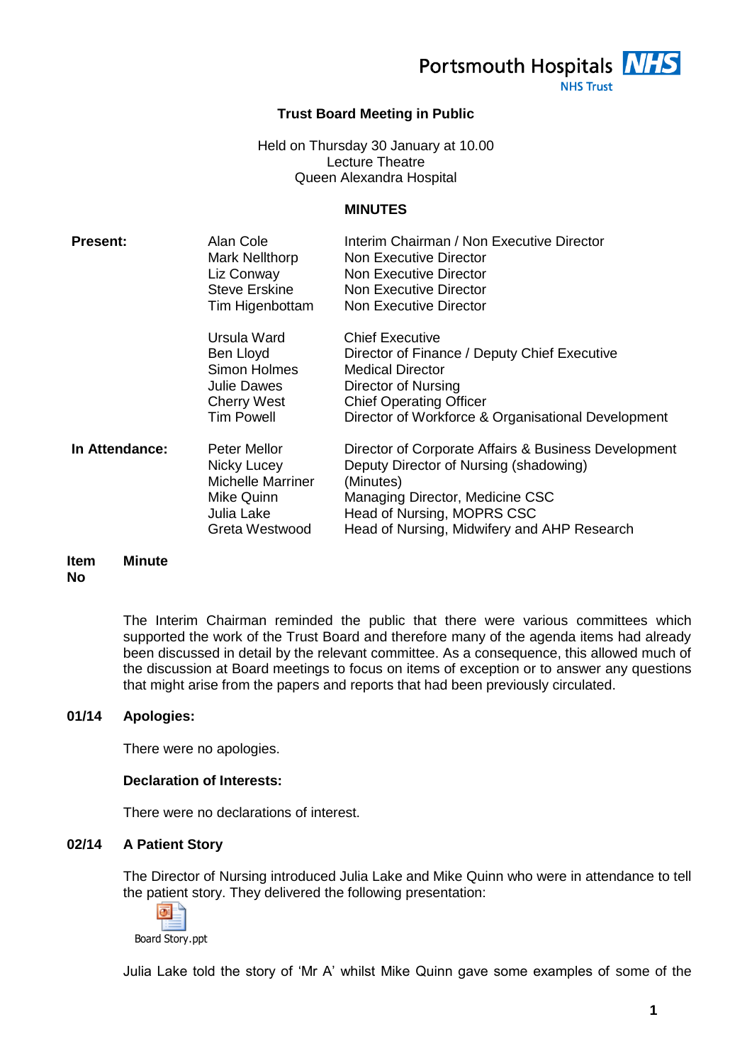Portsmouth Hospitals NHS Trust

# Trust Board Meeting in Public

Held on Thursday 30 January at 10.00
Lecture Theatre
Queen Alexandra Hospital

## MINUTES

| | | |
|---|---|---|
| **Present:** | Alan Cole | Interim Chairman / Non Executive Director |
| | Mark Nellthorp | Non Executive Director |
| | Liz Conway | Non Executive Director |
| | Steve Erskine | Non Executive Director |
| | Tim Higenbottam | Non Executive Director |
| | Ursula Ward | Chief Executive |
| | Ben Lloyd | Director of Finance / Deputy Chief Executive |
| | Simon Holmes | Medical Director |
| | Julie Dawes | Director of Nursing |
| | Cherry West | Chief Operating Officer |
| | Tim Powell | Director of Workforce & Organisational Development |
| **In Attendance:** | Peter Mellor | Director of Corporate Affairs & Business Development |
| | Nicky Lucey | Deputy Director of Nursing (shadowing) |
| | Michelle Marriner | (Minutes) |
| | Mike Quinn | Managing Director, Medicine CSC |
| | Julia Lake | Head of Nursing, MOPRS CSC |
| | Greta Westwood | Head of Nursing, Midwifery and AHP Research |

**Item No** **Minute**

The Interim Chairman reminded the public that there were various committees which supported the work of the Trust Board and therefore many of the agenda items had already been discussed in detail by the relevant committee. As a consequence, this allowed much of the discussion at Board meetings to focus on items of exception or to answer any questions that might arise from the papers and reports that had been previously circulated.

**01/14 Apologies:**

There were no apologies.

**Declaration of Interests:**

There were no declarations of interest.

**02/14 A Patient Story**

The Director of Nursing introduced Julia Lake and Mike Quinn who were in attendance to tell the patient story. They delivered the following presentation:

Board Story.ppt

Julia Lake told the story of 'Mr A' whilst Mike Quinn gave some examples of some of the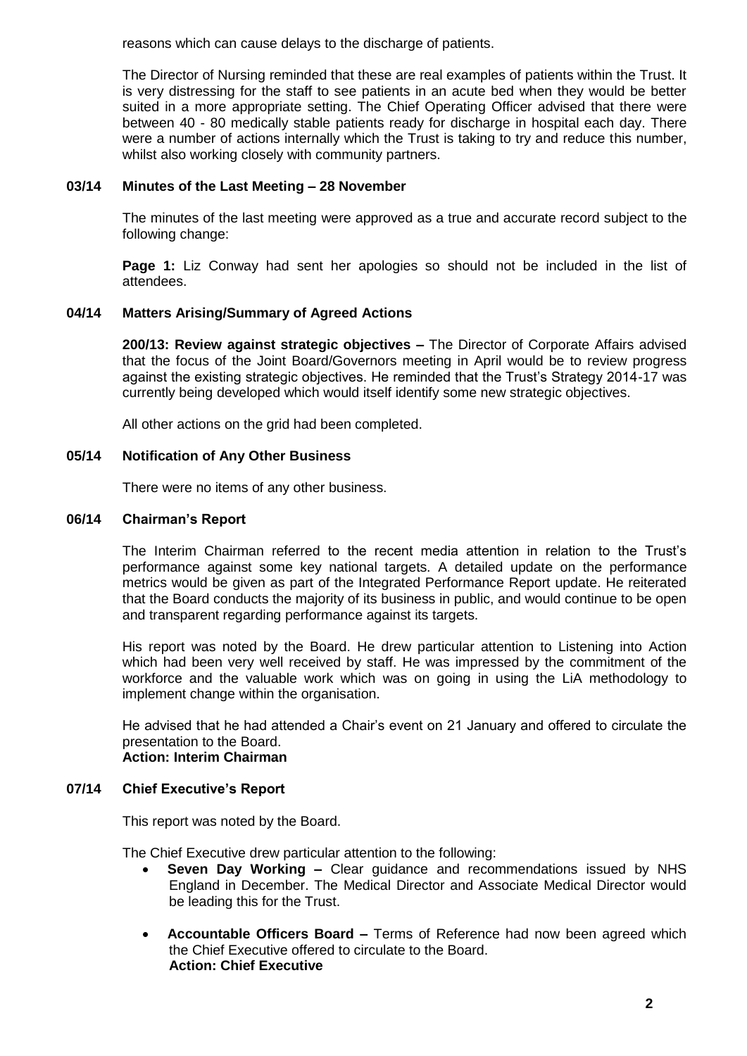reasons which can cause delays to the discharge of patients.

The Director of Nursing reminded that these are real examples of patients within the Trust. It is very distressing for the staff to see patients in an acute bed when they would be better suited in a more appropriate setting. The Chief Operating Officer advised that there were between 40 - 80 medically stable patients ready for discharge in hospital each day. There were a number of actions internally which the Trust is taking to try and reduce this number, whilst also working closely with community partners.

**03/14 Minutes of the Last Meeting – 28 November**

The minutes of the last meeting were approved as a true and accurate record subject to the following change:

**Page 1:** Liz Conway had sent her apologies so should not be included in the list of attendees.

**04/14 Matters Arising/Summary of Agreed Actions**

**200/13: Review against strategic objectives –** The Director of Corporate Affairs advised that the focus of the Joint Board/Governors meeting in April would be to review progress against the existing strategic objectives. He reminded that the Trust's Strategy 2014-17 was currently being developed which would itself identify some new strategic objectives.

All other actions on the grid had been completed.

**05/14 Notification of Any Other Business**

There were no items of any other business.

**06/14 Chairman's Report**

The Interim Chairman referred to the recent media attention in relation to the Trust's performance against some key national targets. A detailed update on the performance metrics would be given as part of the Integrated Performance Report update. He reiterated that the Board conducts the majority of its business in public, and would continue to be open and transparent regarding performance against its targets.

His report was noted by the Board. He drew particular attention to Listening into Action which had been very well received by staff. He was impressed by the commitment of the workforce and the valuable work which was on going in using the LiA methodology to implement change within the organisation.

He advised that he had attended a Chair's event on 21 January and offered to circulate the presentation to the Board.
**Action: Interim Chairman**

**07/14 Chief Executive's Report**

This report was noted by the Board.

The Chief Executive drew particular attention to the following:

- **Seven Day Working –** Clear guidance and recommendations issued by NHS England in December. The Medical Director and Associate Medical Director would be leading this for the Trust.

- **Accountable Officers Board –** Terms of Reference had now been agreed which the Chief Executive offered to circulate to the Board.
  **Action: Chief Executive**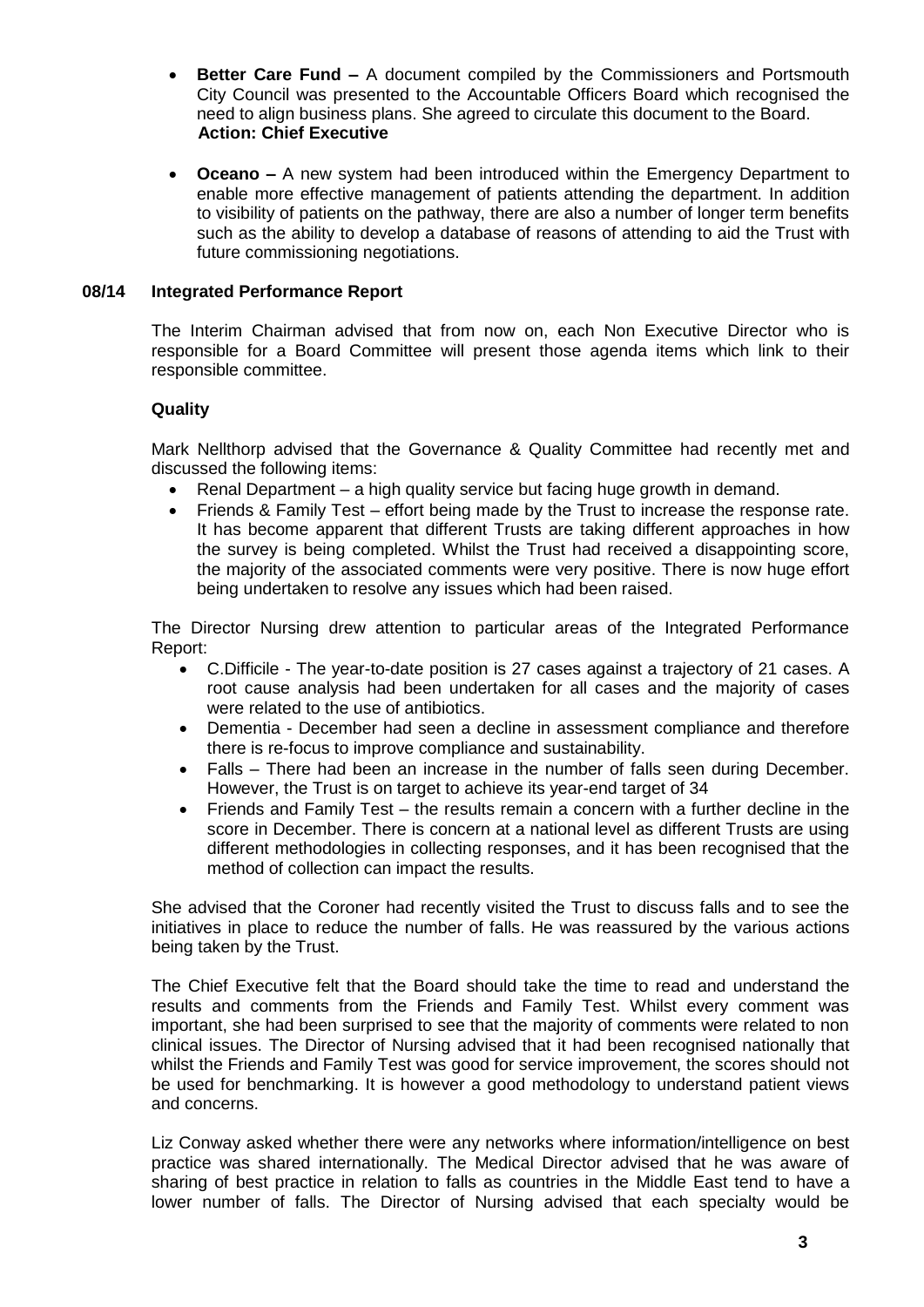- **Better Care Fund –** A document compiled by the Commissioners and Portsmouth City Council was presented to the Accountable Officers Board which recognised the need to align business plans. She agreed to circulate this document to the Board.
  **Action: Chief Executive**

- **Oceano –** A new system had been introduced within the Emergency Department to enable more effective management of patients attending the department. In addition to visibility of patients on the pathway, there are also a number of longer term benefits such as the ability to develop a database of reasons of attending to aid the Trust with future commissioning negotiations.

## 08/14 Integrated Performance Report

The Interim Chairman advised that from now on, each Non Executive Director who is responsible for a Board Committee will present those agenda items which link to their responsible committee.

### Quality

Mark Nellthorp advised that the Governance & Quality Committee had recently met and discussed the following items:

- Renal Department – a high quality service but facing huge growth in demand.
- Friends & Family Test – effort being made by the Trust to increase the response rate. It has become apparent that different Trusts are taking different approaches in how the survey is being completed. Whilst the Trust had received a disappointing score, the majority of the associated comments were very positive. There is now huge effort being undertaken to resolve any issues which had been raised.

The Director Nursing drew attention to particular areas of the Integrated Performance Report:

- C.Difficile - The year-to-date position is 27 cases against a trajectory of 21 cases. A root cause analysis had been undertaken for all cases and the majority of cases were related to the use of antibiotics.
- Dementia - December had seen a decline in assessment compliance and therefore there is re-focus to improve compliance and sustainability.
- Falls – There had been an increase in the number of falls seen during December. However, the Trust is on target to achieve its year-end target of 34
- Friends and Family Test – the results remain a concern with a further decline in the score in December. There is concern at a national level as different Trusts are using different methodologies in collecting responses, and it has been recognised that the method of collection can impact the results.

She advised that the Coroner had recently visited the Trust to discuss falls and to see the initiatives in place to reduce the number of falls. He was reassured by the various actions being taken by the Trust.

The Chief Executive felt that the Board should take the time to read and understand the results and comments from the Friends and Family Test. Whilst every comment was important, she had been surprised to see that the majority of comments were related to non clinical issues. The Director of Nursing advised that it had been recognised nationally that whilst the Friends and Family Test was good for service improvement, the scores should not be used for benchmarking. It is however a good methodology to understand patient views and concerns.

Liz Conway asked whether there were any networks where information/intelligence on best practice was shared internationally. The Medical Director advised that he was aware of sharing of best practice in relation to falls as countries in the Middle East tend to have a lower number of falls. The Director of Nursing advised that each specialty would be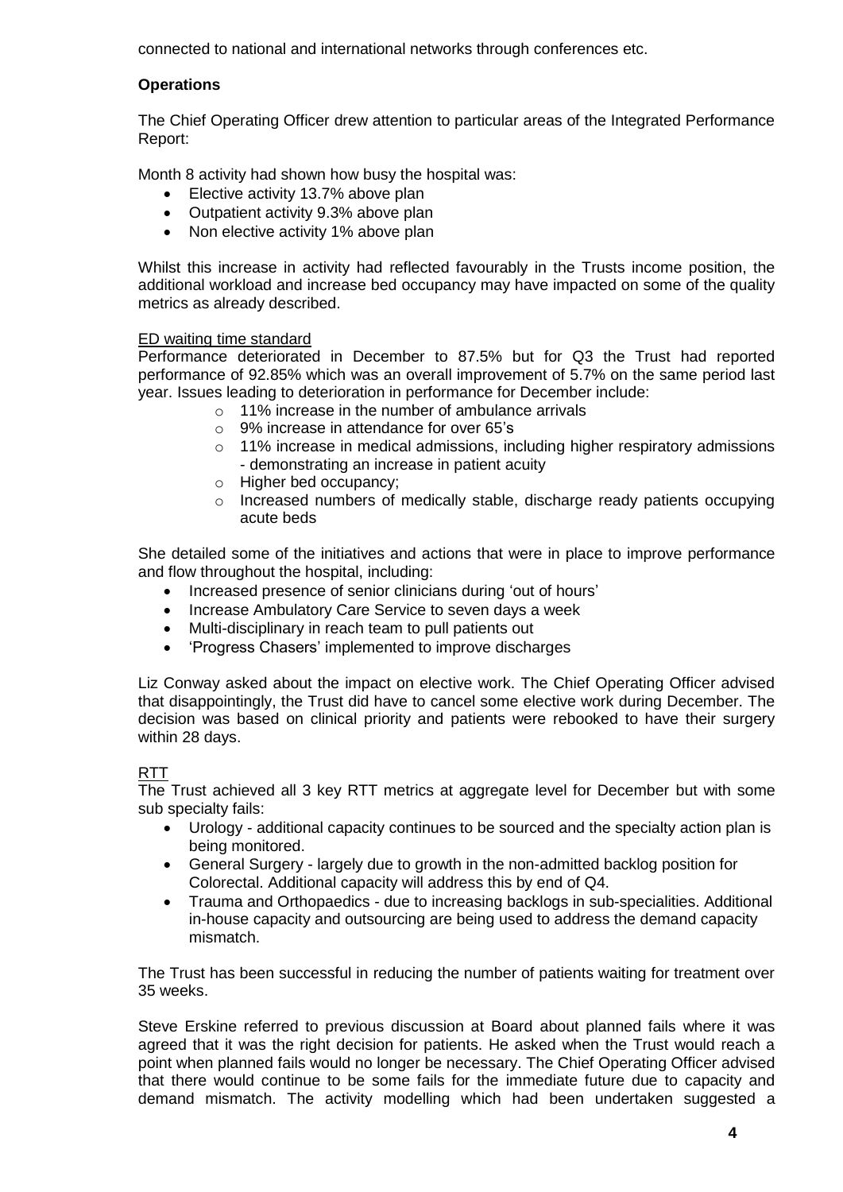connected to national and international networks through conferences etc.

**Operations**

The Chief Operating Officer drew attention to particular areas of the Integrated Performance Report:

Month 8 activity had shown how busy the hospital was:

- Elective activity 13.7% above plan
- Outpatient activity 9.3% above plan
- Non elective activity 1% above plan

Whilst this increase in activity had reflected favourably in the Trusts income position, the additional workload and increase bed occupancy may have impacted on some of the quality metrics as already described.

ED waiting time standard

Performance deteriorated in December to 87.5% but for Q3 the Trust had reported performance of 92.85% which was an overall improvement of 5.7% on the same period last year. Issues leading to deterioration in performance for December include:

- 11% increase in the number of ambulance arrivals
- 9% increase in attendance for over 65's
- 11% increase in medical admissions, including higher respiratory admissions - demonstrating an increase in patient acuity
- Higher bed occupancy;
- Increased numbers of medically stable, discharge ready patients occupying acute beds

She detailed some of the initiatives and actions that were in place to improve performance and flow throughout the hospital, including:

- Increased presence of senior clinicians during 'out of hours'
- Increase Ambulatory Care Service to seven days a week
- Multi-disciplinary in reach team to pull patients out
- 'Progress Chasers' implemented to improve discharges

Liz Conway asked about the impact on elective work. The Chief Operating Officer advised that disappointingly, the Trust did have to cancel some elective work during December. The decision was based on clinical priority and patients were rebooked to have their surgery within 28 days.

RTT

The Trust achieved all 3 key RTT metrics at aggregate level for December but with some sub specialty fails:

- Urology - additional capacity continues to be sourced and the specialty action plan is being monitored.
- General Surgery - largely due to growth in the non-admitted backlog position for Colorectal. Additional capacity will address this by end of Q4.
- Trauma and Orthopaedics - due to increasing backlogs in sub-specialities. Additional in-house capacity and outsourcing are being used to address the demand capacity mismatch.

The Trust has been successful in reducing the number of patients waiting for treatment over 35 weeks.

Steve Erskine referred to previous discussion at Board about planned fails where it was agreed that it was the right decision for patients. He asked when the Trust would reach a point when planned fails would no longer be necessary. The Chief Operating Officer advised that there would continue to be some fails for the immediate future due to capacity and demand mismatch. The activity modelling which had been undertaken suggested a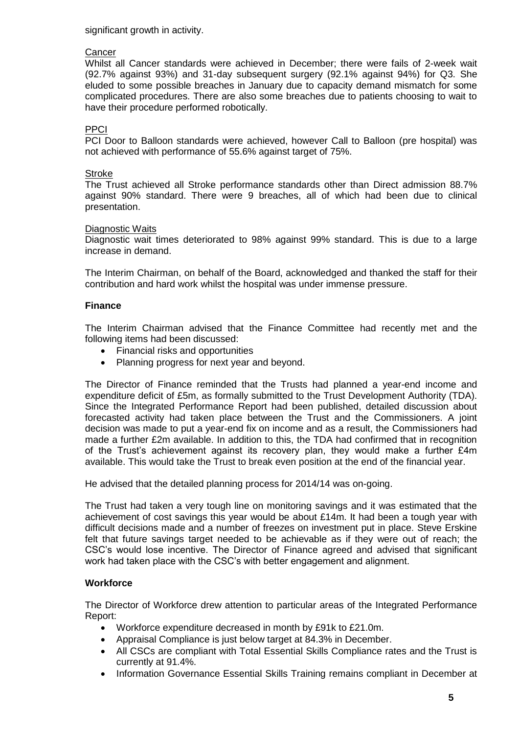significant growth in activity.

Cancer

Whilst all Cancer standards were achieved in December; there were fails of 2-week wait (92.7% against 93%) and 31-day subsequent surgery (92.1% against 94%) for Q3. She eluded to some possible breaches in January due to capacity demand mismatch for some complicated procedures. There are also some breaches due to patients choosing to wait to have their procedure performed robotically.

PPCI

PCI Door to Balloon standards were achieved, however Call to Balloon (pre hospital) was not achieved with performance of 55.6% against target of 75%.

Stroke

The Trust achieved all Stroke performance standards other than Direct admission 88.7% against 90% standard. There were 9 breaches, all of which had been due to clinical presentation.

Diagnostic Waits

Diagnostic wait times deteriorated to 98% against 99% standard. This is due to a large increase in demand.

The Interim Chairman, on behalf of the Board, acknowledged and thanked the staff for their contribution and hard work whilst the hospital was under immense pressure.

**Finance**

The Interim Chairman advised that the Finance Committee had recently met and the following items had been discussed:

- Financial risks and opportunities
- Planning progress for next year and beyond.

The Director of Finance reminded that the Trusts had planned a year-end income and expenditure deficit of £5m, as formally submitted to the Trust Development Authority (TDA). Since the Integrated Performance Report had been published, detailed discussion about forecasted activity had taken place between the Trust and the Commissioners. A joint decision was made to put a year-end fix on income and as a result, the Commissioners had made a further £2m available. In addition to this, the TDA had confirmed that in recognition of the Trust's achievement against its recovery plan, they would make a further £4m available. This would take the Trust to break even position at the end of the financial year.

He advised that the detailed planning process for 2014/14 was on-going.

The Trust had taken a very tough line on monitoring savings and it was estimated that the achievement of cost savings this year would be about £14m. It had been a tough year with difficult decisions made and a number of freezes on investment put in place. Steve Erskine felt that future savings target needed to be achievable as if they were out of reach; the CSC's would lose incentive. The Director of Finance agreed and advised that significant work had taken place with the CSC's with better engagement and alignment.

**Workforce**

The Director of Workforce drew attention to particular areas of the Integrated Performance Report:

- Workforce expenditure decreased in month by £91k to £21.0m.
- Appraisal Compliance is just below target at 84.3% in December.
- All CSCs are compliant with Total Essential Skills Compliance rates and the Trust is currently at 91.4%.
- Information Governance Essential Skills Training remains compliant in December at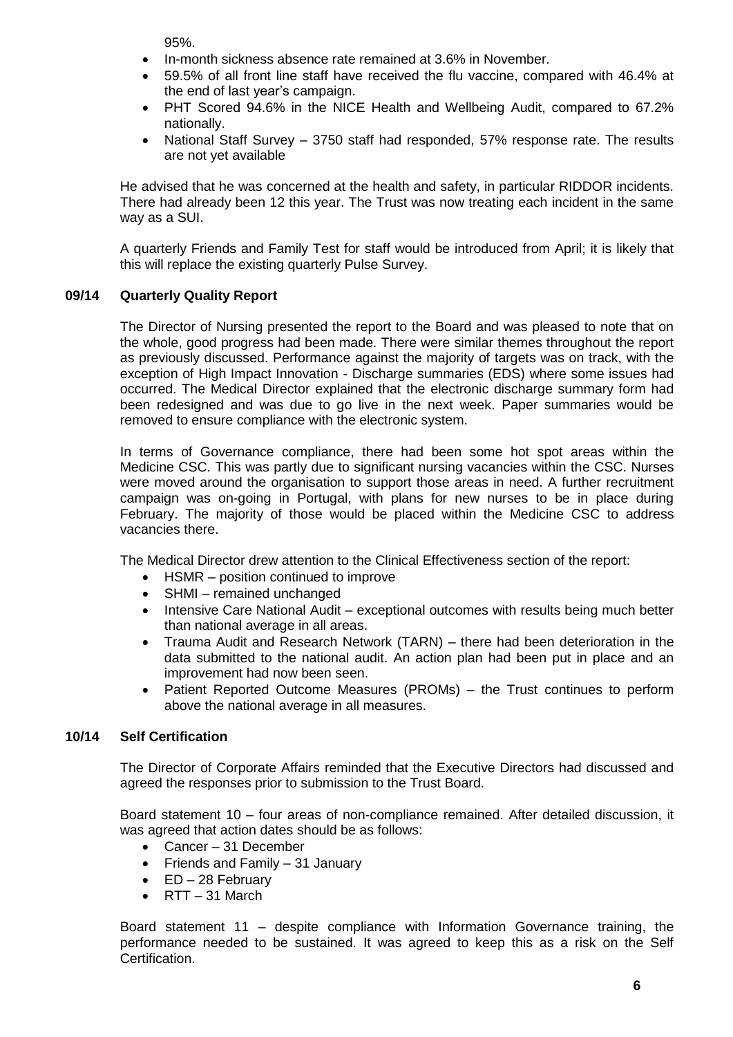95%.

- In-month sickness absence rate remained at 3.6% in November.
- 59.5% of all front line staff have received the flu vaccine, compared with 46.4% at the end of last year's campaign.
- PHT Scored 94.6% in the NICE Health and Wellbeing Audit, compared to 67.2% nationally.
- National Staff Survey – 3750 staff had responded, 57% response rate. The results are not yet available

He advised that he was concerned at the health and safety, in particular RIDDOR incidents. There had already been 12 this year. The Trust was now treating each incident in the same way as a SUI.

A quarterly Friends and Family Test for staff would be introduced from April; it is likely that this will replace the existing quarterly Pulse Survey.

**09/14 Quarterly Quality Report**

The Director of Nursing presented the report to the Board and was pleased to note that on the whole, good progress had been made. There were similar themes throughout the report as previously discussed. Performance against the majority of targets was on track, with the exception of High Impact Innovation - Discharge summaries (EDS) where some issues had occurred. The Medical Director explained that the electronic discharge summary form had been redesigned and was due to go live in the next week. Paper summaries would be removed to ensure compliance with the electronic system.

In terms of Governance compliance, there had been some hot spot areas within the Medicine CSC. This was partly due to significant nursing vacancies within the CSC. Nurses were moved around the organisation to support those areas in need. A further recruitment campaign was on-going in Portugal, with plans for new nurses to be in place during February. The majority of those would be placed within the Medicine CSC to address vacancies there.

The Medical Director drew attention to the Clinical Effectiveness section of the report:

- HSMR – position continued to improve
- SHMI – remained unchanged
- Intensive Care National Audit – exceptional outcomes with results being much better than national average in all areas.
- Trauma Audit and Research Network (TARN) – there had been deterioration in the data submitted to the national audit. An action plan had been put in place and an improvement had now been seen.
- Patient Reported Outcome Measures (PROMs) – the Trust continues to perform above the national average in all measures.

**10/14 Self Certification**

The Director of Corporate Affairs reminded that the Executive Directors had discussed and agreed the responses prior to submission to the Trust Board.

Board statement 10 – four areas of non-compliance remained. After detailed discussion, it was agreed that action dates should be as follows:

- Cancer – 31 December
- Friends and Family – 31 January
- ED – 28 February
- RTT – 31 March

Board statement 11 – despite compliance with Information Governance training, the performance needed to be sustained. It was agreed to keep this as a risk on the Self Certification.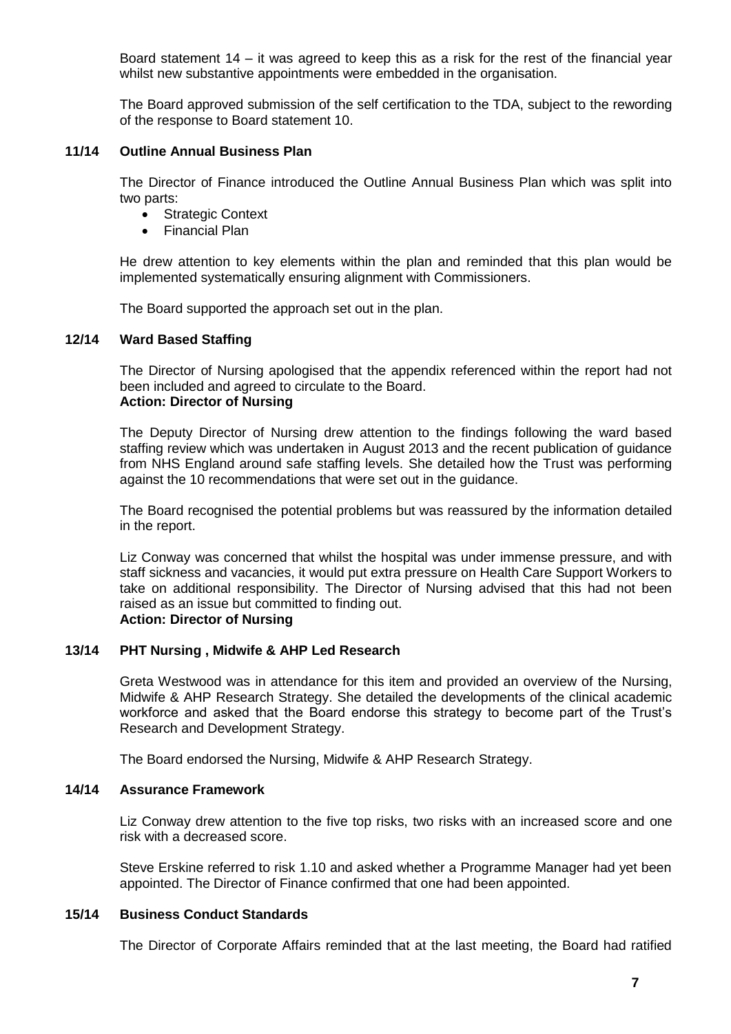Board statement 14 – it was agreed to keep this as a risk for the rest of the financial year whilst new substantive appointments were embedded in the organisation.

The Board approved submission of the self certification to the TDA, subject to the rewording of the response to Board statement 10.

### 11/14 Outline Annual Business Plan

The Director of Finance introduced the Outline Annual Business Plan which was split into two parts:

- Strategic Context
- Financial Plan

He drew attention to key elements within the plan and reminded that this plan would be implemented systematically ensuring alignment with Commissioners.

The Board supported the approach set out in the plan.

### 12/14 Ward Based Staffing

The Director of Nursing apologised that the appendix referenced within the report had not been included and agreed to circulate to the Board.
**Action: Director of Nursing**

The Deputy Director of Nursing drew attention to the findings following the ward based staffing review which was undertaken in August 2013 and the recent publication of guidance from NHS England around safe staffing levels. She detailed how the Trust was performing against the 10 recommendations that were set out in the guidance.

The Board recognised the potential problems but was reassured by the information detailed in the report.

Liz Conway was concerned that whilst the hospital was under immense pressure, and with staff sickness and vacancies, it would put extra pressure on Health Care Support Workers to take on additional responsibility. The Director of Nursing advised that this had not been raised as an issue but committed to finding out.
**Action: Director of Nursing**

### 13/14 PHT Nursing , Midwife & AHP Led Research

Greta Westwood was in attendance for this item and provided an overview of the Nursing, Midwife & AHP Research Strategy. She detailed the developments of the clinical academic workforce and asked that the Board endorse this strategy to become part of the Trust's Research and Development Strategy.

The Board endorsed the Nursing, Midwife & AHP Research Strategy.

### 14/14 Assurance Framework

Liz Conway drew attention to the five top risks, two risks with an increased score and one risk with a decreased score.

Steve Erskine referred to risk 1.10 and asked whether a Programme Manager had yet been appointed. The Director of Finance confirmed that one had been appointed.

### 15/14 Business Conduct Standards

The Director of Corporate Affairs reminded that at the last meeting, the Board had ratified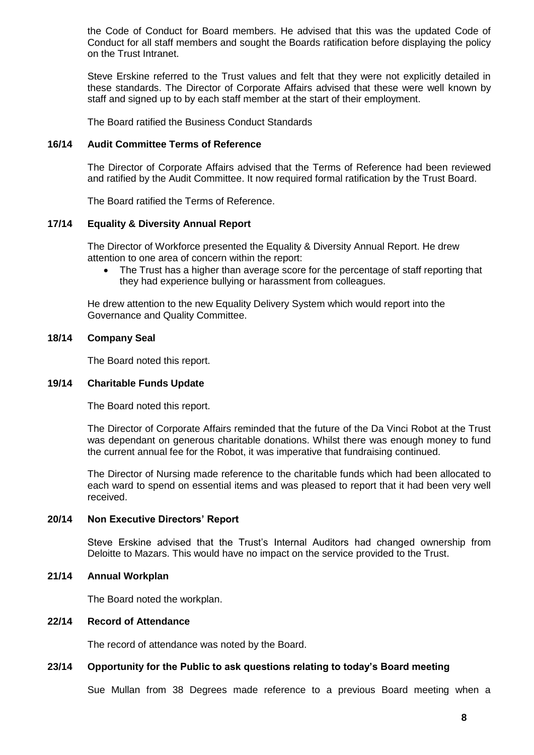the Code of Conduct for Board members. He advised that this was the updated Code of Conduct for all staff members and sought the Boards ratification before displaying the policy on the Trust Intranet.

Steve Erskine referred to the Trust values and felt that they were not explicitly detailed in these standards. The Director of Corporate Affairs advised that these were well known by staff and signed up to by each staff member at the start of their employment.

The Board ratified the Business Conduct Standards

**16/14 Audit Committee Terms of Reference**

The Director of Corporate Affairs advised that the Terms of Reference had been reviewed and ratified by the Audit Committee. It now required formal ratification by the Trust Board.

The Board ratified the Terms of Reference.

**17/14 Equality & Diversity Annual Report**

The Director of Workforce presented the Equality & Diversity Annual Report. He drew attention to one area of concern within the report:

- The Trust has a higher than average score for the percentage of staff reporting that they had experience bullying or harassment from colleagues.

He drew attention to the new Equality Delivery System which would report into the Governance and Quality Committee.

**18/14 Company Seal**

The Board noted this report.

**19/14 Charitable Funds Update**

The Board noted this report.

The Director of Corporate Affairs reminded that the future of the Da Vinci Robot at the Trust was dependant on generous charitable donations. Whilst there was enough money to fund the current annual fee for the Robot, it was imperative that fundraising continued.

The Director of Nursing made reference to the charitable funds which had been allocated to each ward to spend on essential items and was pleased to report that it had been very well received.

**20/14 Non Executive Directors' Report**

Steve Erskine advised that the Trust's Internal Auditors had changed ownership from Deloitte to Mazars. This would have no impact on the service provided to the Trust.

**21/14 Annual Workplan**

The Board noted the workplan.

**22/14 Record of Attendance**

The record of attendance was noted by the Board.

**23/14 Opportunity for the Public to ask questions relating to today's Board meeting**

Sue Mullan from 38 Degrees made reference to a previous Board meeting when a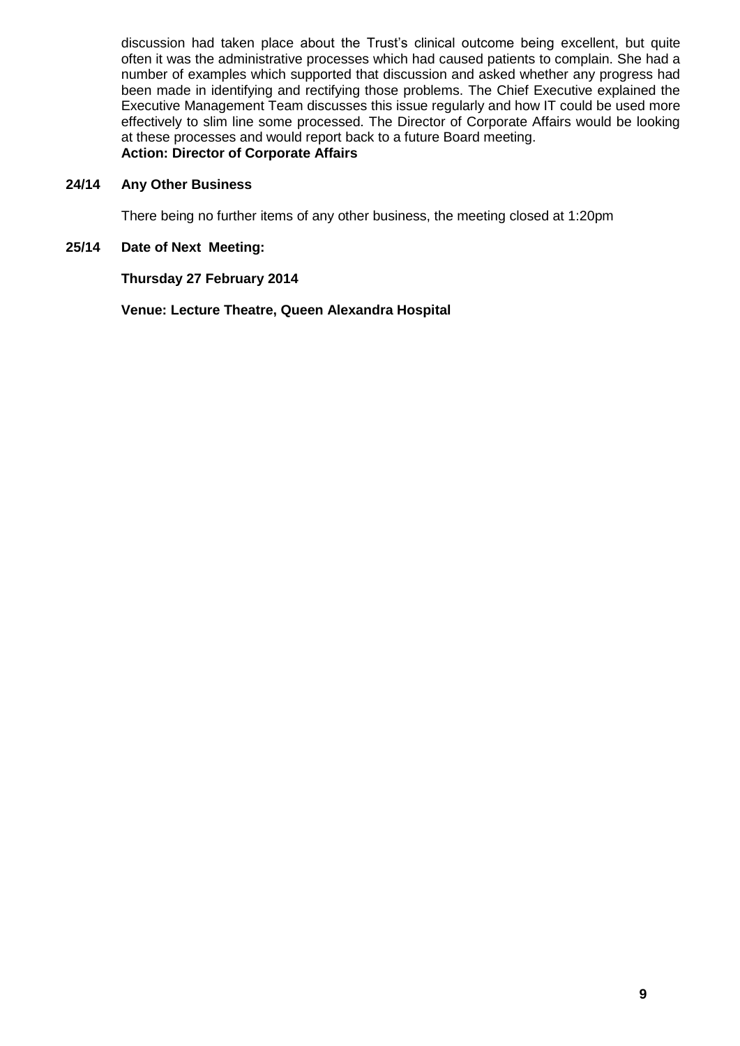discussion had taken place about the Trust's clinical outcome being excellent, but quite often it was the administrative processes which had caused patients to complain. She had a number of examples which supported that discussion and asked whether any progress had been made in identifying and rectifying those problems. The Chief Executive explained the Executive Management Team discusses this issue regularly and how IT could be used more effectively to slim line some processed. The Director of Corporate Affairs would be looking at these processes and would report back to a future Board meeting.
**Action: Director of Corporate Affairs**

**24/14 Any Other Business**

There being no further items of any other business, the meeting closed at 1:20pm

**25/14 Date of Next Meeting:**

**Thursday 27 February 2014**

**Venue: Lecture Theatre, Queen Alexandra Hospital**